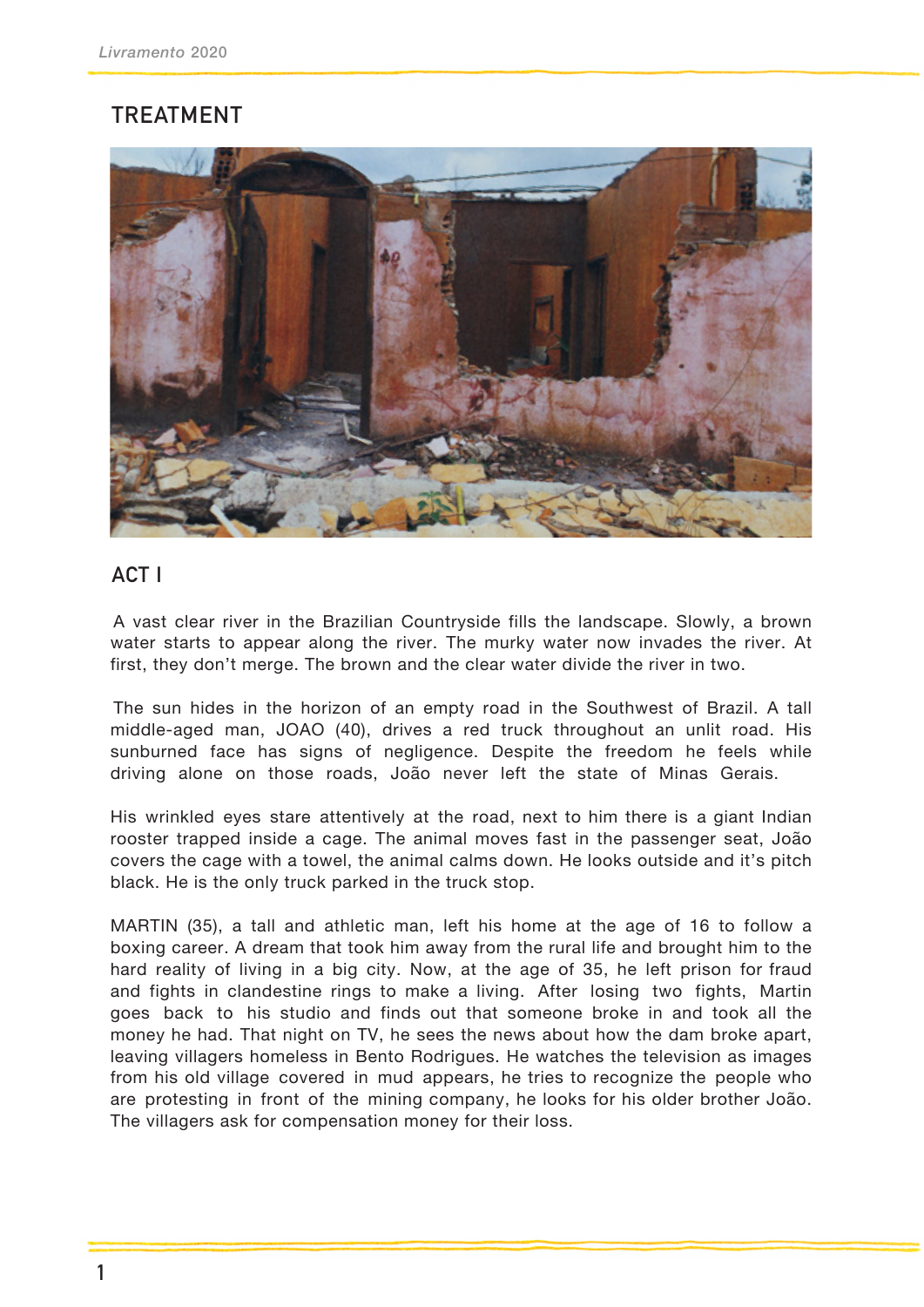# TREATMENT

## ACT I

A vast clear river in the Brazilian Countryside fills the landscape. Slowly, a brown water starts to appear along the river. The murky water now invades the river. At first, they don't merge. The brown and the clear water divide the river in two.

The sun hides in the horizon of an empty road in the Southwest of Brazil. A tall middle-aged man, JOAO (40), drives a red truck throughout an unlit road. His sunburned face has signs of negligence. Despite the freedom he feels while driving alone on those roads, João never left the state of Minas Gerais.

His wrinkled eyes stare attentively at the road, next to him there is a giant Indian rooster trapped inside a cage. The animal moves fast in the passenger seat, João covers the cage with a towel, the animal calms down. He looks outside and it's pitch black. He is the only truck parked in the truck stop.

MARTIN (35), a tall and athletic man, left his home at the age of 16 to follow a boxing career. A dream that took him away from the rural life and brought him to the hard reality of living in a big city. Now, at the age of 35, he left prison for fraud and fights in clandestine rings to make a living. After losing two fights, Martin goes back to his studio and finds out that someone broke in and took all the money he had. That night on TV, he sees the news about how the dam broke apart, leaving villagers homeless in Bento Rodrigues. He watches the television as images from his old village covered in mud appears, he tries to recognize the people who are protesting in front of the mining company, he looks for his older brother João. The villagers ask for compensation money for their loss.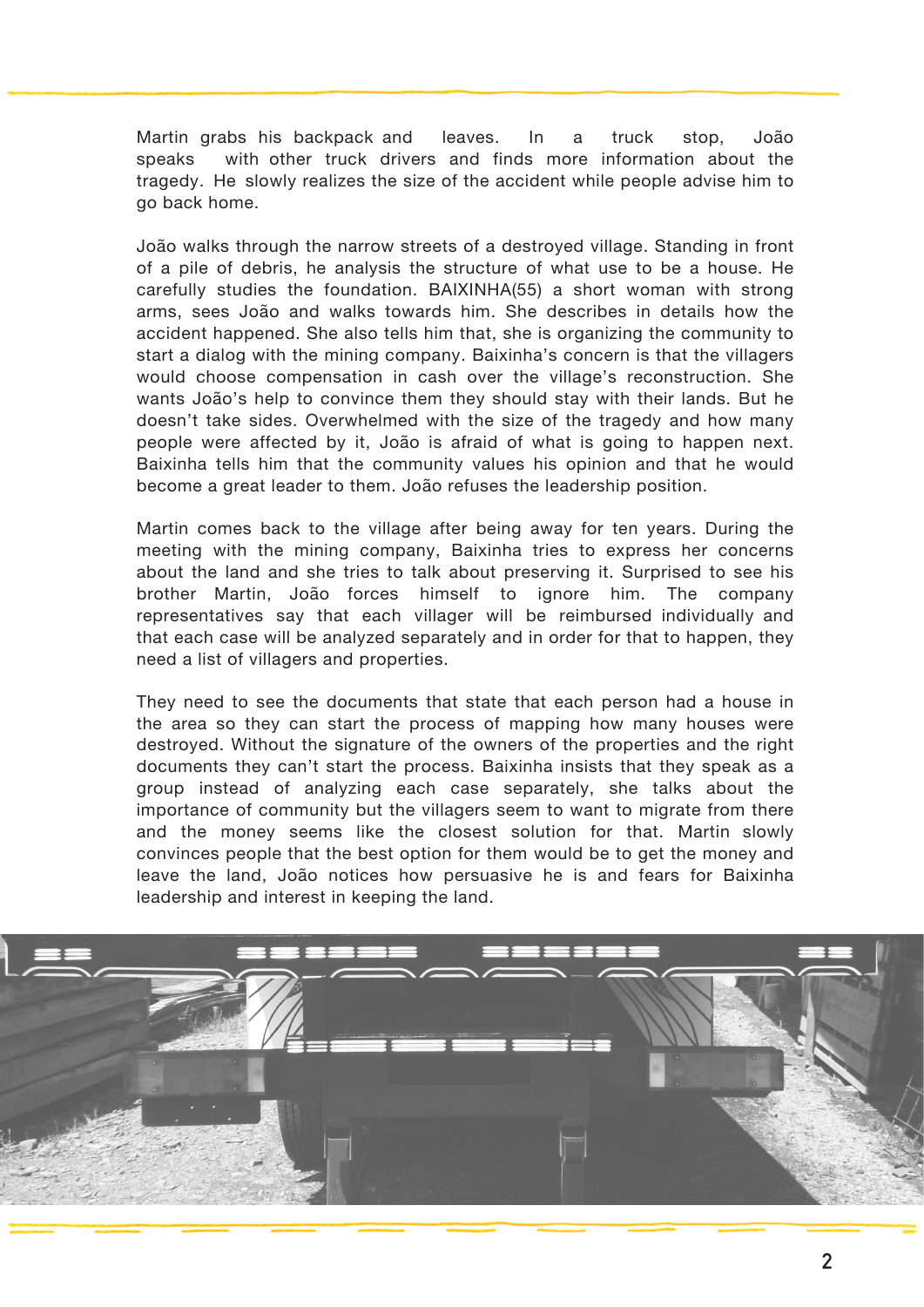Martin grabs his backpack and leaves. In a truck stop, João speaks with other truck drivers and finds more information about the tragedy. He slowly realizes the size of the accident while people advise him to go back home.

João walks through the narrow streets of a destroyed village. Standing in front of a pile of debris, he analysis the structure of what use to be a house. He carefully studies the foundation. BAIXINHA(55) a short woman with strong arms, sees João and walks towards him. She describes in details how the accident happened. She also tells him that, she is organizing the community to start a dialog with the mining company. Baixinha's concern is that the villagers would choose compensation in cash over the village's reconstruction. She wants João's help to convince them they should stay with their lands. But he doesn't take sides. Overwhelmed with the size of the tragedy and how many people were affected by it, João is afraid of what is going to happen next. Baixinha tells him that the community values his opinion and that he would become a great leader to them. João refuses the leadership position.

Martin comes back to the village after being away for ten years. During the meeting with the mining company, Baixinha tries to express her concerns about the land and she tries to talk about preserving it. Surprised to see his brother Martin, João forces himself to ignore him. The company representatives say that each villager will be reimbursed individually and that each case will be analyzed separately and in order for that to happen, they need a list of villagers and properties.

They need to see the documents that state that each person had a house in the area so they can start the process of mapping how many houses were destroyed. Without the signature of the owners of the properties and the right documents they can't start the process. Baixinha insists that they speak as a group instead of analyzing each case separately, she talks about the importance of community but the villagers seem to want to migrate from there and the money seems like the closest solution for that. Martin slowly convinces people that the best option for them would be to get the money and leave the land, João notices how persuasive he is and fears for Baixinha leadership and interest in keeping the land.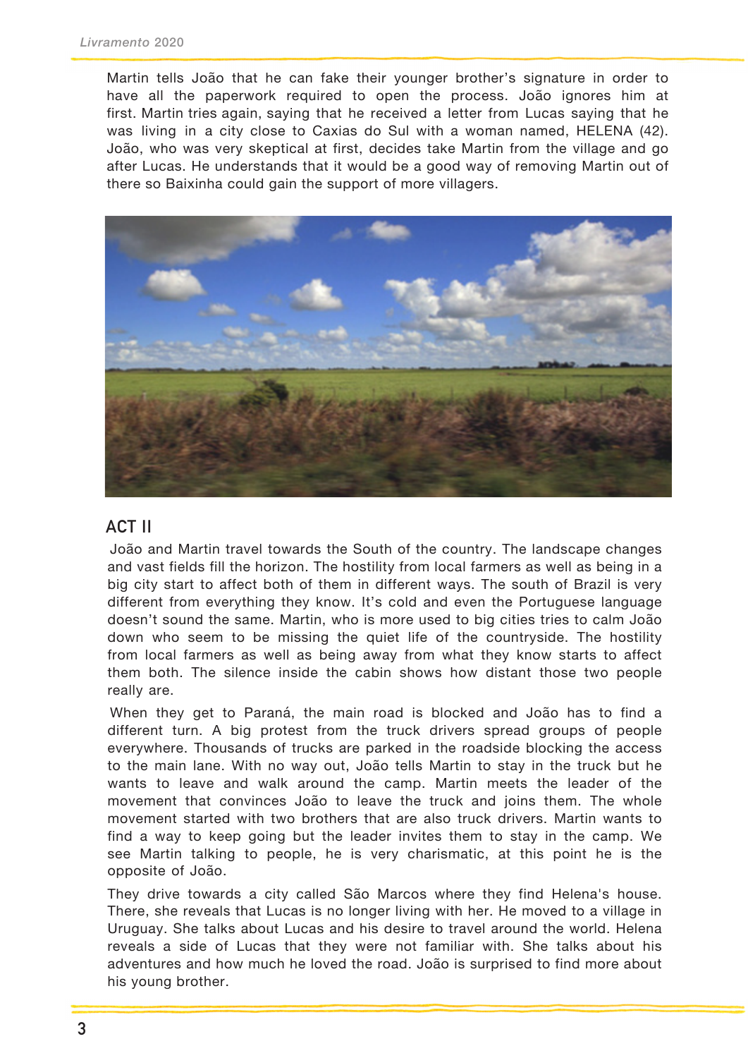Martin tells João that he can fake their younger brother's signature in order to have all the paperwork required to open the process. João ignores him at first. Martin tries again, saying that he received a letter from Lucas saying that he was living in a city close to Caxias do Sul with a woman named, HELENA (42). João, who was very skeptical at first, decides take Martin from the village and go after Lucas. He understands that it would be a good way of removing Martin out of there so Baixinha could gain the support of more villagers.

## ACT II

João and Martin travel towards the South of the country. The landscape changes and vast fields fill the horizon. The hostility from local farmers as well as being in a big city start to affect both of them in different ways. The south of Brazil is very different from everything they know. It's cold and even the Portuguese language doesn't sound the same. Martin, who is more used to big cities tries to calm João down who seem to be missing the quiet life of the countryside. The hostility from local farmers as well as being away from what they know starts to affect them both. The silence inside the cabin shows how distant those two people really are.

When they get to Paraná, the main road is blocked and João has to find a different turn. A big protest from the truck drivers spread groups of people everywhere. Thousands of trucks are parked in the roadside blocking the access to the main lane. With no way out, João tells Martin to stay in the truck but he wants to leave and walk around the camp. Martin meets the leader of the movement that convinces João to leave the truck and joins them. The whole movement started with two brothers that are also truck drivers. Martin wants to find a way to keep going but the leader invites them to stay in the camp. We see Martin talking to people, he is very charismatic, at this point he is the opposite of João.

They drive towards a city called São Marcos where they find Helena's house. There, she reveals that Lucas is no longer living with her. He moved to a village in Uruguay. She talks about Lucas and his desire to travel around the world. Helena reveals a side of Lucas that they were not familiar with. She talks about his adventures and how much he loved the road. João is surprised to find more about his young brother.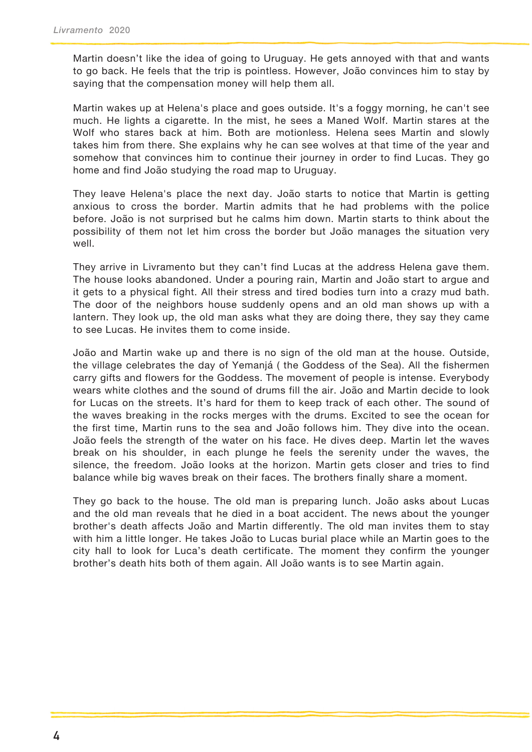Martin doesn't like the idea of going to Uruguay. He gets annoyed with that and wants to go back. He feels that the trip is pointless. However, João convinces him to stay by saying that the compensation money will help them all.

Martin wakes up at Helena's place and goes outside. It's a foggy morning, he can't see much. He lights a cigarette. In the mist, he sees a Maned Wolf. Martin stares at the Wolf who stares back at him. Both are motionless. Helena sees Martin and slowly takes him from there. She explains why he can see wolves at that time of the year and somehow that convinces him to continue their journey in order to find Lucas. They go home and find João studying the road map to Uruguay.

They leave Helena's place the next day. João starts to notice that Martin is getting anxious to cross the border. Martin admits that he had problems with the police before. João is not surprised but he calms him down. Martin starts to think about the possibility of them not let him cross the border but João manages the situation very well.

They arrive in Livramento but they can't find Lucas at the address Helena gave them. The house looks abandoned. Under a pouring rain, Martin and João start to argue and it gets to a physical fight. All their stress and tired bodies turn into a crazy mud bath. The door of the neighbors house suddenly opens and an old man shows up with a lantern. They look up, the old man asks what they are doing there, they say they came to see Lucas. He invites them to come inside.

João and Martin wake up and there is no sign of the old man at the house. Outside, the village celebrates the day of Yemanjá ( the Goddess of the Sea). All the fishermen carry gifts and flowers for the Goddess. The movement of people is intense. Everybody wears white clothes and the sound of drums fill the air. João and Martin decide to look for Lucas on the streets. It's hard for them to keep track of each other. The sound of the waves breaking in the rocks merges with the drums. Excited to see the ocean for the first time, Martin runs to the sea and João follows him. They dive into the ocean. João feels the strength of the water on his face. He dives deep. Martin let the waves break on his shoulder, in each plunge he feels the serenity under the waves, the silence, the freedom. João looks at the horizon. Martin gets closer and tries to find balance while big waves break on their faces. The brothers finally share a moment.

They go back to the house. The old man is preparing lunch. João asks about Lucas and the old man reveals that he died in a boat accident. The news about the younger brother's death affects João and Martin differently. The old man invites them to stay with him a little longer. He takes João to Lucas burial place while an Martin goes to the city hall to look for Luca's death certificate. The moment they confirm the younger brother's death hits both of them again. All João wants is to see Martin again.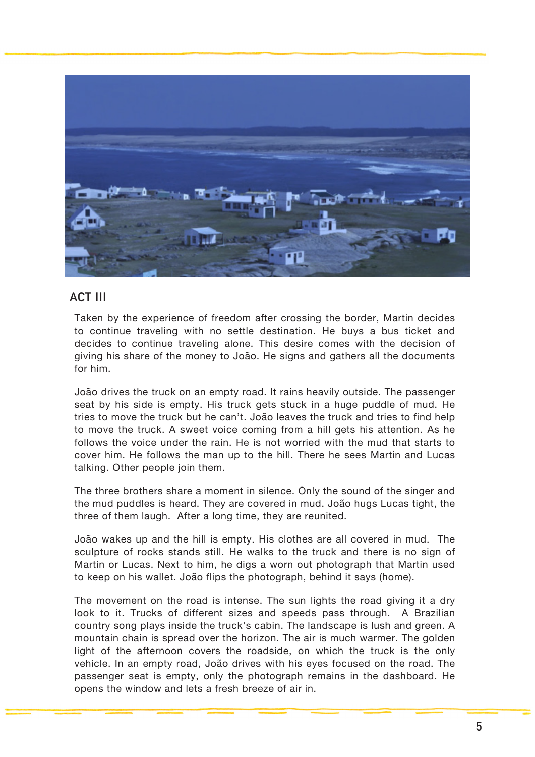## ACT III

Taken by the experience of freedom after crossing the border, Martin decides to continue traveling with no settle destination. He buys a bus ticket and decides to continue traveling alone. This desire comes with the decision of giving his share of the money to João. He signs and gathers all the documents for him.

João drives the truck on an empty road. It rains heavily outside. The passenger seat by his side is empty. His truck gets stuck in a huge puddle of mud. He tries to move the truck but he can't. João leaves the truck and tries to find help to move the truck. A sweet voice coming from a hill gets his attention. As he follows the voice under the rain. He is not worried with the mud that starts to cover him. He follows the man up to the hill. There he sees Martin and Lucas talking. Other people join them.

The three brothers share a moment in silence. Only the sound of the singer and the mud puddles is heard. They are covered in mud. João hugs Lucas tight, the three of them laugh. After a long time, they are reunited.

João wakes up and the hill is empty. His clothes are all covered in mud. The sculpture of rocks stands still. He walks to the truck and there is no sign of Martin or Lucas. Next to him, he digs a worn out photograph that Martin used to keep on his wallet. João flips the photograph, behind it says (home).

The movement on the road is intense. The sun lights the road giving it a dry look to it. Trucks of different sizes and speeds pass through. A Brazilian country song plays inside the truck's cabin. The landscape is lush and green. A mountain chain is spread over the horizon. The air is much warmer. The golden light of the afternoon covers the roadside, on which the truck is the only vehicle. In an empty road, João drives with his eyes focused on the road. The passenger seat is empty, only the photograph remains in the dashboard. He opens the window and lets a fresh breeze of air in.